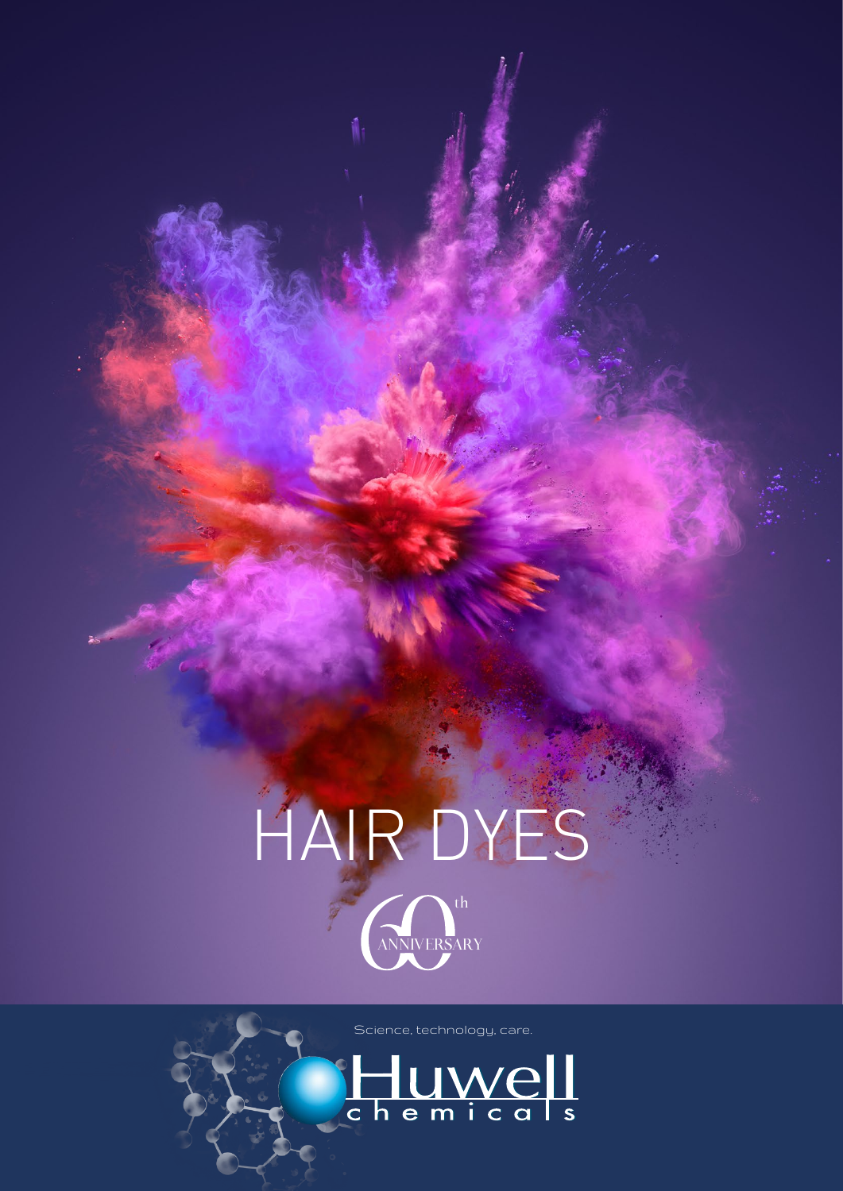# HAIR DYES

60th ANNIVERSARY

Science, technology, care.

Huwell chemicals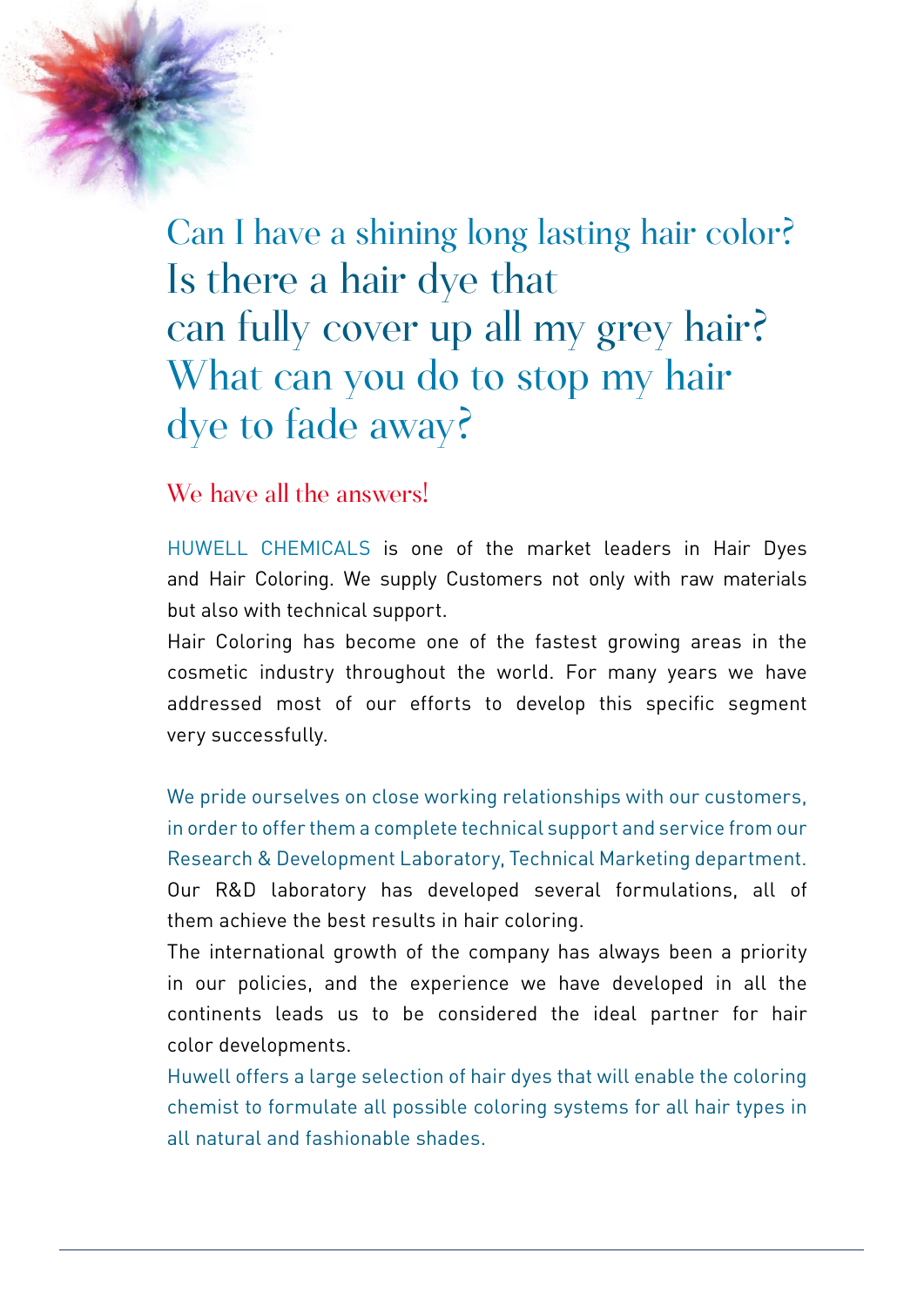## Can I have a shining long lasting hair color?

## Is there a hair dye that can fully cover up all my grey hair?

## What can you do to stop my hair dye to fade away?

### We have all the answers!

HUWELL CHEMICALS is one of the market leaders in Hair Dyes and Hair Coloring. We supply Customers not only with raw materials but also with technical support.

Hair Coloring has become one of the fastest growing areas in the cosmetic industry throughout the world. For many years we have addressed most of our efforts to develop this specific segment very successfully.

We pride ourselves on close working relationships with our customers, in order to offer them a complete technical support and service from our Research & Development Laboratory, Technical Marketing department.

Our R&D laboratory has developed several formulations, all of them achieve the best results in hair coloring.

The international growth of the company has always been a priority in our policies, and the experience we have developed in all the continents leads us to be considered the ideal partner for hair color developments.

Huwell offers a large selection of hair dyes that will enable the coloring chemist to formulate all possible coloring systems for all hair types in all natural and fashionable shades.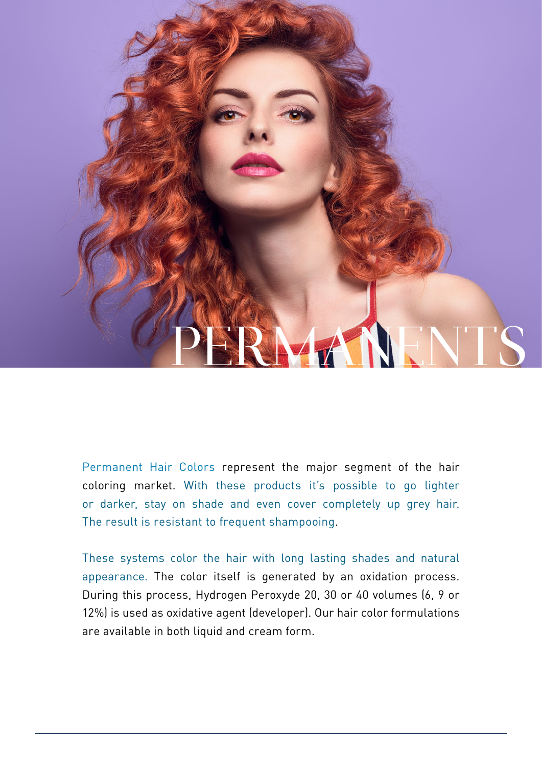# PERMANENTS

Permanent Hair Colors represent the major segment of the hair coloring market. With these products it's possible to go lighter or darker, stay on shade and even cover completely up grey hair. The result is resistant to frequent shampooing.

These systems color the hair with long lasting shades and natural appearance. The color itself is generated by an oxidation process. During this process, Hydrogen Peroxyde 20, 30 or 40 volumes (6, 9 or 12%) is used as oxidative agent (developer). Our hair color formulations are available in both liquid and cream form.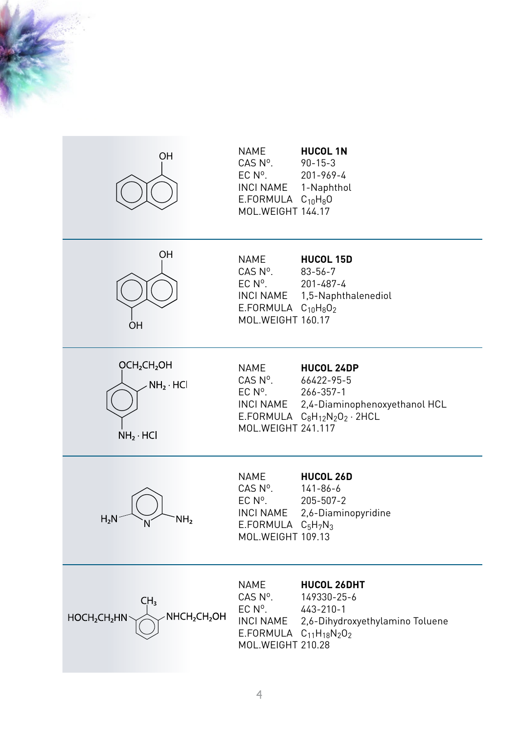| | |
|---|---|
| NAME | **HUCOL 1N** |
| CAS Nº. | 90-15-3 |
| EC Nº. | 201-969-4 |
| INCI NAME | 1-Naphthol |
| E.FORMULA | $C_{10}H_8O$ |
| MOL.WEIGHT | 144.17 |

| | |
|---|---|
| NAME | **HUCOL 15D** |
| CAS Nº. | 83-56-7 |
| EC Nº. | 201-487-4 |
| INCI NAME | 1,5-Naphthalenediol |
| E.FORMULA | $C_{10}H_8O_2$ |
| MOL.WEIGHT | 160.17 |

| | |
|---|---|
| NAME | **HUCOL 24DP** |
| CAS Nº. | 66422-95-5 |
| EC Nº. | 266-357-1 |
| INCI NAME | 2,4-Diaminophenoxyethanol HCL |
| E.FORMULA | $C_8H_{12}N_2O_2 \cdot 2HCL$ |
| MOL.WEIGHT | 241.117 |

| | |
|---|---|
| NAME | **HUCOL 26D** |
| CAS Nº. | 141-86-6 |
| EC Nº. | 205-507-2 |
| INCI NAME | 2,6-Diaminopyridine |
| E.FORMULA | $C_5H_7N_3$ |
| MOL.WEIGHT | 109.13 |

| | |
|---|---|
| NAME | **HUCOL 26DHT** |
| CAS Nº. | 149330-25-6 |
| EC Nº. | 443-210-1 |
| INCI NAME | 2,6-Dihydroxyethylamino Toluene |
| E.FORMULA | $C_{11}H_{18}N_2O_2$ |
| MOL.WEIGHT | 210.28 |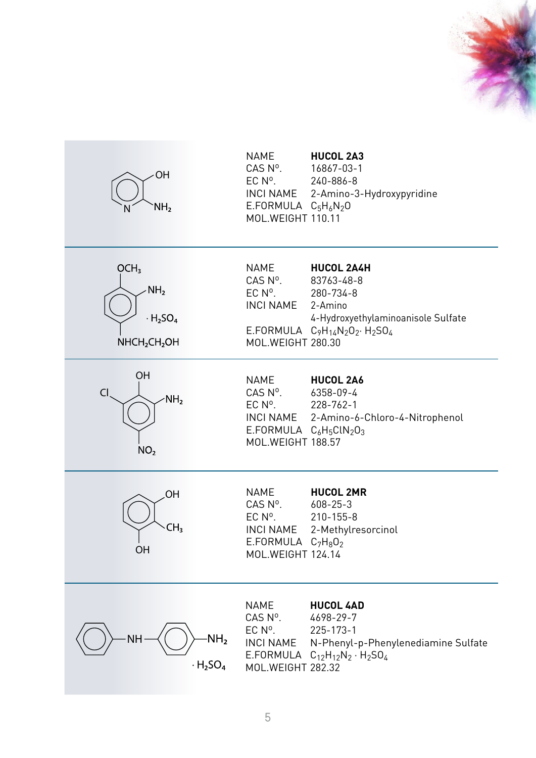| | |
|---|---|
| NAME | **HUCOL 2A3** |
| CAS Nº. | 16867-03-1 |
| EC Nº. | 240-886-8 |
| INCI NAME | 2-Amino-3-Hydroxypyridine |
| E.FORMULA | $C_5H_6N_2O$ |
| MOL.WEIGHT | 110.11 |

| | |
|---|---|
| NAME | **HUCOL 2A4H** |
| CAS Nº. | 83763-48-8 |
| EC Nº. | 280-734-8 |
| INCI NAME | 2-Amino 4-Hydroxyethylaminoanisole Sulfate |
| E.FORMULA | $C_9H_{14}N_2O_2 \cdot H_2SO_4$ |
| MOL.WEIGHT | 280.30 |

| | |
|---|---|
| NAME | **HUCOL 2A6** |
| CAS Nº. | 6358-09-4 |
| EC Nº. | 228-762-1 |
| INCI NAME | 2-Amino-6-Chloro-4-Nitrophenol |
| E.FORMULA | $C_6H_5ClN_2O_3$ |
| MOL.WEIGHT | 188.57 |

| | |
|---|---|
| NAME | **HUCOL 2MR** |
| CAS Nº. | 608-25-3 |
| EC Nº. | 210-155-8 |
| INCI NAME | 2-Methylresorcinol |
| E.FORMULA | $C_7H_8O_2$ |
| MOL.WEIGHT | 124.14 |

| | |
|---|---|
| NAME | **HUCOL 4AD** |
| CAS Nº. | 4698-29-7 |
| EC Nº. | 225-173-1 |
| INCI NAME | N-Phenyl-p-Phenylenediamine Sulfate |
| E.FORMULA | $C_{12}H_{12}N_2 \cdot H_2SO_4$ |
| MOL.WEIGHT | 282.32 |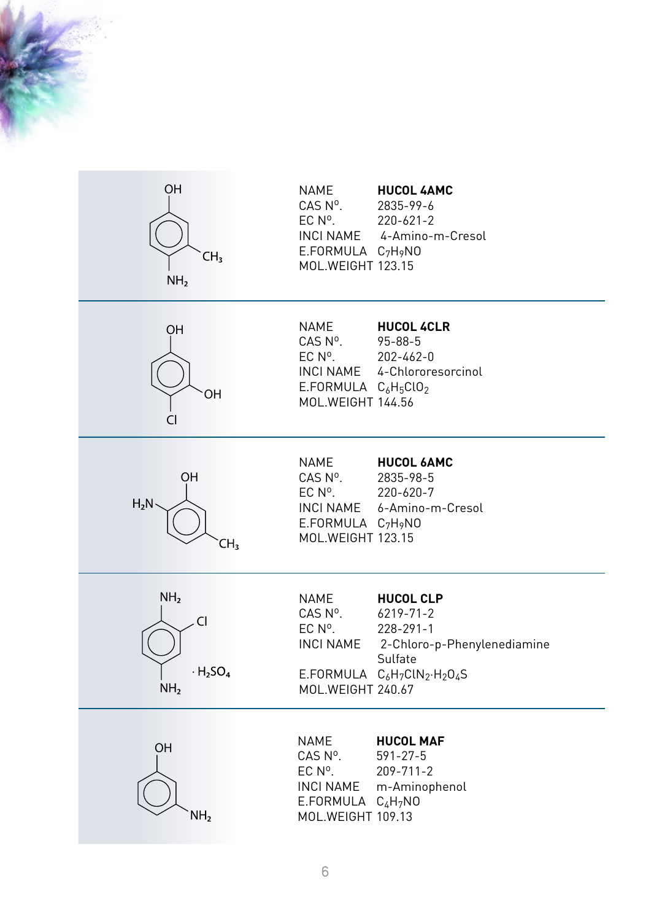| | |
|---|---|
| NAME | **HUCOL 4AMC** |
| CAS Nº. | 2835-99-6 |
| EC Nº. | 220-621-2 |
| INCI NAME | 4-Amino-m-Cresol |
| E.FORMULA | $C_7H_9NO$ |
| MOL.WEIGHT | 123.15 |

| | |
|---|---|
| NAME | **HUCOL 4CLR** |
| CAS Nº. | 95-88-5 |
| EC Nº. | 202-462-0 |
| INCI NAME | 4-Chlororesorcinol |
| E.FORMULA | $C_6H_5ClO_2$ |
| MOL.WEIGHT | 144.56 |

| | |
|---|---|
| NAME | **HUCOL 6AMC** |
| CAS Nº. | 2835-98-5 |
| EC Nº. | 220-620-7 |
| INCI NAME | 6-Amino-m-Cresol |
| E.FORMULA | $C_7H_9NO$ |
| MOL.WEIGHT | 123.15 |

| | |
|---|---|
| NAME | **HUCOL CLP** |
| CAS Nº. | 6219-71-2 |
| EC Nº. | 228-291-1 |
| INCI NAME | 2-Chloro-p-Phenylenediamine Sulfate |
| E.FORMULA | $C_6H_7ClN_2 \cdot H_2O_4S$ |
| MOL.WEIGHT | 240.67 |

| | |
|---|---|
| NAME | **HUCOL MAF** |
| CAS Nº. | 591-27-5 |
| EC Nº. | 209-711-2 |
| INCI NAME | m-Aminophenol |
| E.FORMULA | $C_6H_7NO$ |
| MOL.WEIGHT | 109.13 |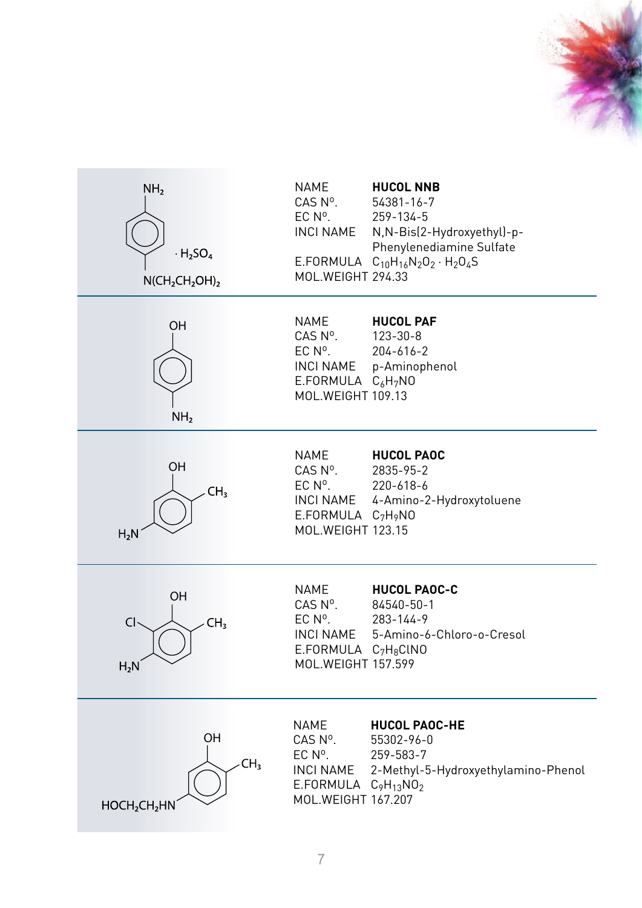| | |
|---|---|
| NAME | **HUCOL NNB** |
| CAS Nº. | 54381-16-7 |
| EC Nº. | 259-134-5 |
| INCI NAME | N,N-Bis(2-Hydroxyethyl)-p-Phenylenediamine Sulfate |
| E.FORMULA | $C_{10}H_{16}N_2O_2 \cdot H_2O_4S$ |
| MOL.WEIGHT | 294.33 |

| | |
|---|---|
| NAME | **HUCOL PAF** |
| CAS Nº. | 123-30-8 |
| EC Nº. | 204-616-2 |
| INCI NAME | p-Aminophenol |
| E.FORMULA | $C_6H_7NO$ |
| MOL.WEIGHT | 109.13 |

| | |
|---|---|
| NAME | **HUCOL PAOC** |
| CAS Nº. | 2835-95-2 |
| EC Nº. | 220-618-6 |
| INCI NAME | 4-Amino-2-Hydroxytoluene |
| E.FORMULA | $C_7H_9NO$ |
| MOL.WEIGHT | 123.15 |

| | |
|---|---|
| NAME | **HUCOL PAOC-C** |
| CAS Nº. | 84540-50-1 |
| EC Nº. | 283-144-9 |
| INCI NAME | 5-Amino-6-Chloro-o-Cresol |
| E.FORMULA | $C_7H_8ClNO$ |
| MOL.WEIGHT | 157.599 |

| | |
|---|---|
| NAME | **HUCOL PAOC-HE** |
| CAS Nº. | 55302-96-0 |
| EC Nº. | 259-583-7 |
| INCI NAME | 2-Methyl-5-Hydroxyethylamino-Phenol |
| E.FORMULA | $C_9H_{13}NO_2$ |
| MOL.WEIGHT | 167.207 |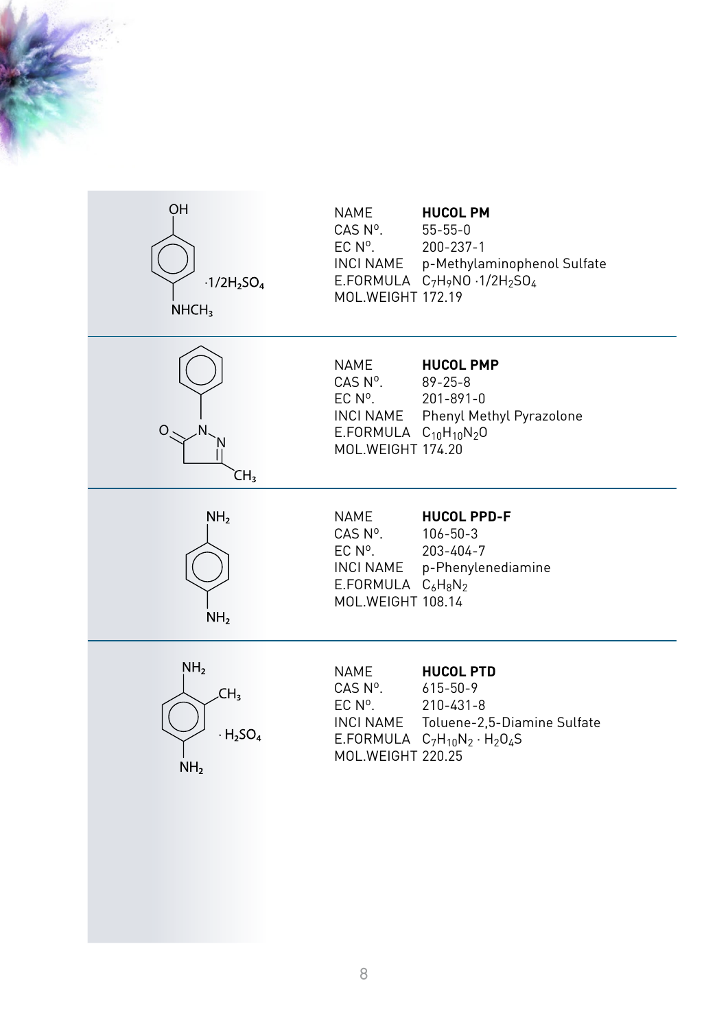| | |
|---|---|
| NAME | **HUCOL PM** |
| CAS Nº. | 55-55-0 |
| EC Nº. | 200-237-1 |
| INCI NAME | p-Methylaminophenol Sulfate |
| E.FORMULA | $C_7H_9NO \cdot 1/2H_2SO_4$ |
| MOL.WEIGHT | 172.19 |

| | |
|---|---|
| NAME | **HUCOL PMP** |
| CAS Nº. | 89-25-8 |
| EC Nº. | 201-891-0 |
| INCI NAME | Phenyl Methyl Pyrazolone |
| E.FORMULA | $C_{10}H_{10}N_2O$ |
| MOL.WEIGHT | 174.20 |

| | |
|---|---|
| NAME | **HUCOL PPD-F** |
| CAS Nº. | 106-50-3 |
| EC Nº. | 203-404-7 |
| INCI NAME | p-Phenylenediamine |
| E.FORMULA | $C_6H_8N_2$ |
| MOL.WEIGHT | 108.14 |

| | |
|---|---|
| NAME | **HUCOL PTD** |
| CAS Nº. | 615-50-9 |
| EC Nº. | 210-431-8 |
| INCI NAME | Toluene-2,5-Diamine Sulfate |
| E.FORMULA | $C_7H_{10}N_2 \cdot H_2O_4S$ |
| MOL.WEIGHT | 220.25 |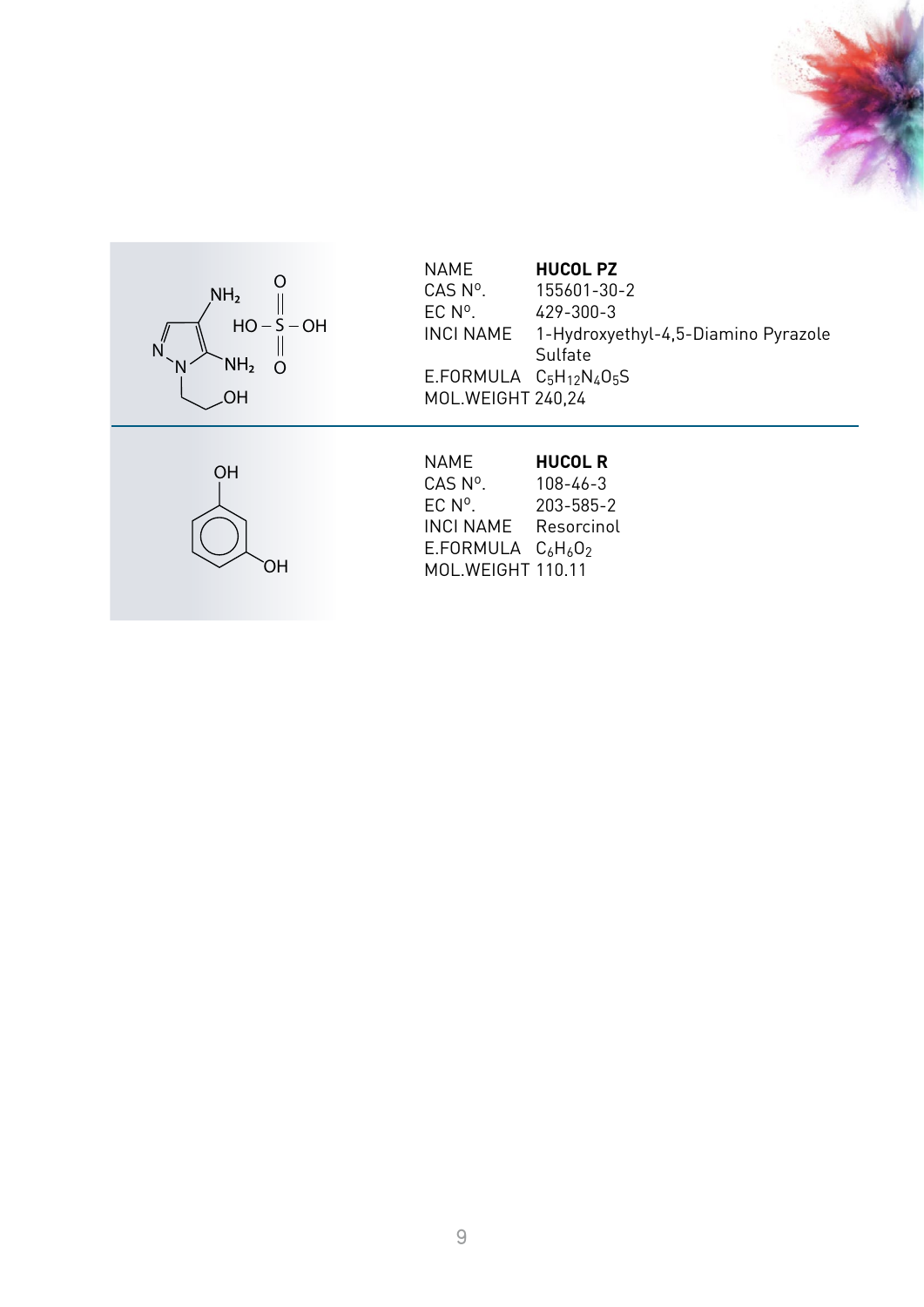| | |
|---|---|
| NAME | **HUCOL PZ** |
| CAS Nº. | 155601-30-2 |
| EC Nº. | 429-300-3 |
| INCI NAME | 1-Hydroxyethyl-4,5-Diamino Pyrazole Sulfate |
| E.FORMULA | $C_5H_{12}N_4O_5S$ |
| MOL.WEIGHT | 240,24 |

| | |
|---|---|
| NAME | **HUCOL R** |
| CAS Nº. | 108-46-3 |
| EC Nº. | 203-585-2 |
| INCI NAME | Resorcinol |
| E.FORMULA | $C_6H_6O_2$ |
| MOL.WEIGHT | 110.11 |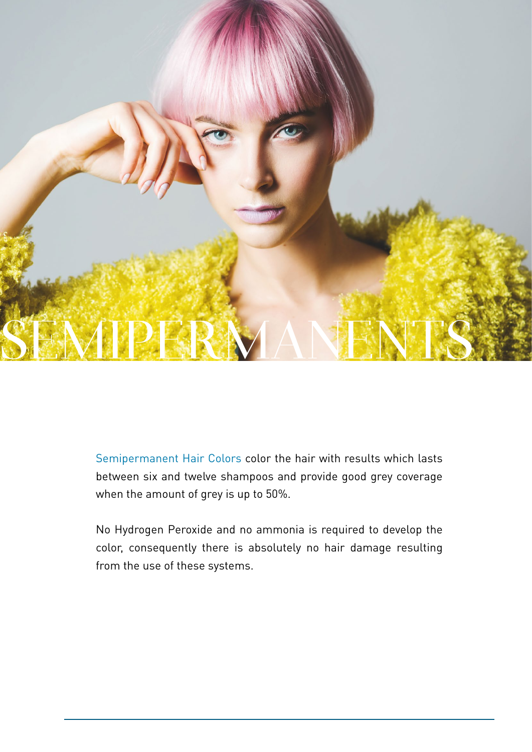# SEMIPERMANENTS

Semipermanent Hair Colors color the hair with results which lasts between six and twelve shampoos and provide good grey coverage when the amount of grey is up to 50%.

No Hydrogen Peroxide and no ammonia is required to develop the color, consequently there is absolutely no hair damage resulting from the use of these systems.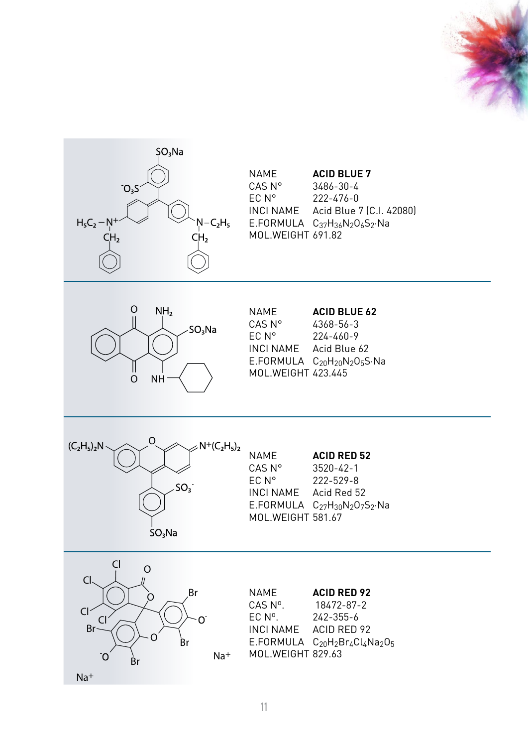| | |
|---|---|
| NAME | **ACID BLUE 7** |
| CAS N° | 3486-30-4 |
| EC N° | 222-476-0 |
| INCI NAME | Acid Blue 7 (C.I. 42080) |
| E.FORMULA | $C_{37}H_{36}N_2O_6S_2{\cdot}Na$ |
| MOL.WEIGHT | 691.82 |

| | |
|---|---|
| NAME | **ACID BLUE 62** |
| CAS N° | 4368-56-3 |
| EC N° | 224-460-9 |
| INCI NAME | Acid Blue 62 |
| E.FORMULA | $C_{20}H_{20}N_2O_5S{\cdot}Na$ |
| MOL.WEIGHT | 423.445 |

| | |
|---|---|
| NAME | **ACID RED 52** |
| CAS N° | 3520-42-1 |
| EC N° | 222-529-8 |
| INCI NAME | Acid Red 52 |
| E.FORMULA | $C_{27}H_{30}N_2O_7S_2{\cdot}Na$ |
| MOL.WEIGHT | 581.67 |

| | |
|---|---|
| NAME | **ACID RED 92** |
| CAS Nº. | 18472-87-2 |
| EC Nº. | 242-355-6 |
| INCI NAME | ACID RED 92 |
| E.FORMULA | $C_{20}H_2Br_4Cl_4Na_2O_5$ |
| MOL.WEIGHT | 829.63 |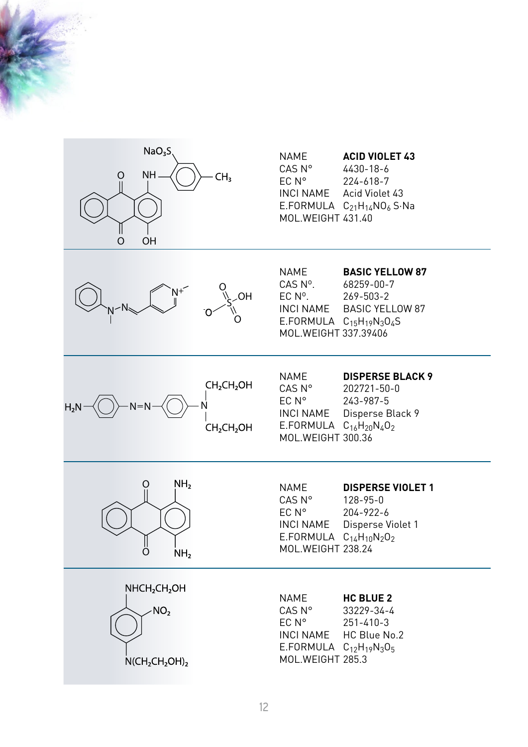NAME **ACID VIOLET 43**
CAS N° 4430-18-6
EC N° 224-618-7
INCI NAME Acid Violet 43
E.FORMULA $C_{21}H_{14}NO_6$ S·Na
MOL.WEIGHT 431.40

---

NAME **BASIC YELLOW 87**
CAS N°. 68259-00-7
EC N°. 269-503-2
INCI NAME BASIC YELLOW 87
E.FORMULA $C_{15}H_{19}N_3O_4S$
MOL.WEIGHT 337.39406

---

NAME **DISPERSE BLACK 9**
CAS N° 202721-50-0
EC N° 243-987-5
INCI NAME Disperse Black 9
E.FORMULA $C_{16}H_{20}N_4O_2$
MOL.WEIGHT 300.36

---

NAME **DISPERSE VIOLET 1**
CAS N° 128-95-0
EC N° 204-922-6
INCI NAME Disperse Violet 1
E.FORMULA $C_{14}H_{10}N_2O_2$
MOL.WEIGHT 238.24

---

NAME **HC BLUE 2**
CAS N° 33229-34-4
EC N° 251-410-3
INCI NAME HC Blue No.2
E.FORMULA $C_{12}H_{19}N_3O_5$
MOL.WEIGHT 285.3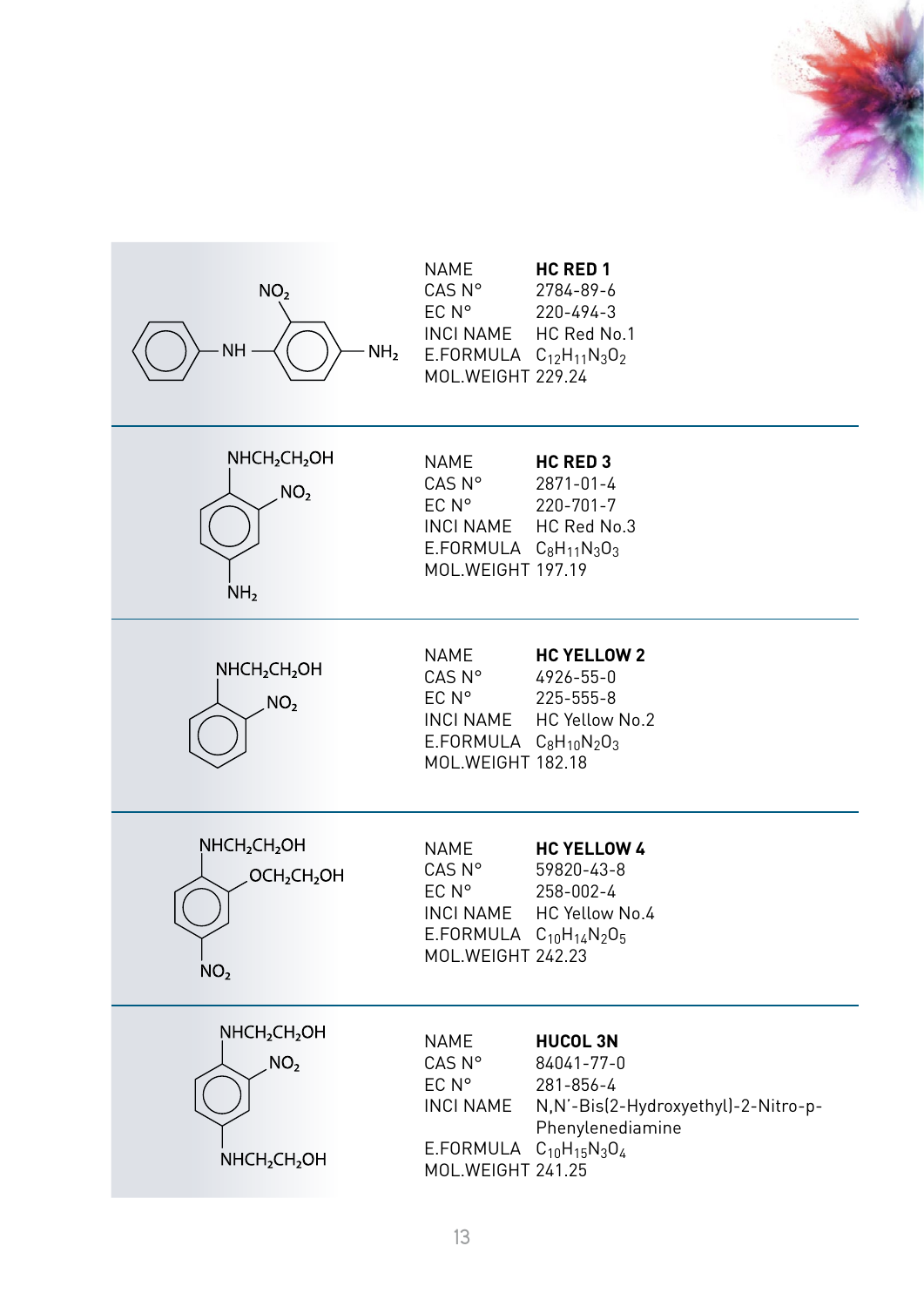| | | |
|---|---|---|
| | NAME | **HC RED 1** |
| | CAS N° | 2784-89-6 |
| | EC N° | 220-494-3 |
| | INCI NAME | HC Red No.1 |
| | E.FORMULA | $C_{12}H_{11}N_3O_2$ |
| | MOL.WEIGHT | 229.24 |

| | | |
|---|---|---|
| | NAME | **HC RED 3** |
| | CAS N° | 2871-01-4 |
| | EC N° | 220-701-7 |
| | INCI NAME | HC Red No.3 |
| | E.FORMULA | $C_8H_{11}N_3O_3$ |
| | MOL.WEIGHT | 197.19 |

| | | |
|---|---|---|
| | NAME | **HC YELLOW 2** |
| | CAS N° | 4926-55-0 |
| | EC N° | 225-555-8 |
| | INCI NAME | HC Yellow No.2 |
| | E.FORMULA | $C_8H_{10}N_2O_3$ |
| | MOL.WEIGHT | 182.18 |

| | | |
|---|---|---|
| | NAME | **HC YELLOW 4** |
| | CAS N° | 59820-43-8 |
| | EC N° | 258-002-4 |
| | INCI NAME | HC Yellow No.4 |
| | E.FORMULA | $C_{10}H_{14}N_2O_5$ |
| | MOL.WEIGHT | 242.23 |

| | | |
|---|---|---|
| | NAME | **HUCOL 3N** |
| | CAS N° | 84041-77-0 |
| | EC N° | 281-856-4 |
| | INCI NAME | N,N'-Bis(2-Hydroxyethyl)-2-Nitro-p-Phenylenediamine |
| | E.FORMULA | $C_{10}H_{15}N_3O_4$ |
| | MOL.WEIGHT | 241.25 |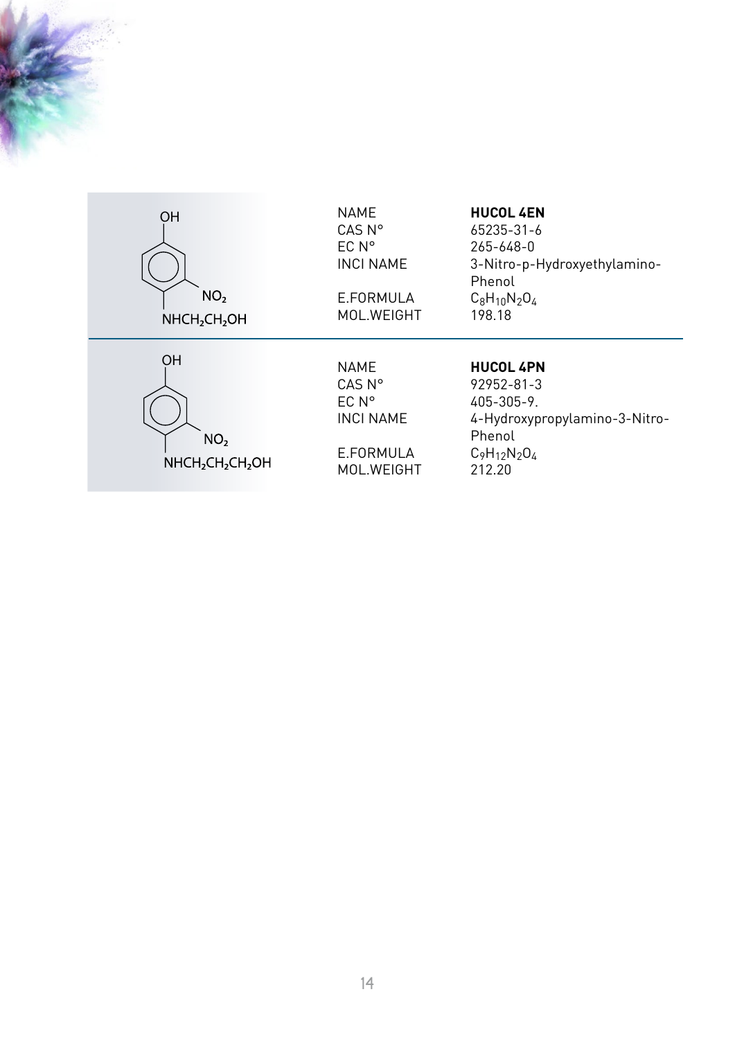OH

$NO_2$

$NHCH_2CH_2OH$

| | |
|---|---|
| NAME | **HUCOL 4EN** |
| CAS N° | 65235-31-6 |
| EC N° | 265-648-0 |
| INCI NAME | 3-Nitro-p-Hydroxyethylamino-Phenol |
| E.FORMULA | $C_8H_{10}N_2O_4$ |
| MOL.WEIGHT | 198.18 |

OH

$NO_2$

$NHCH_2CH_2CH_2OH$

| | |
|---|---|
| NAME | **HUCOL 4PN** |
| CAS N° | 92952-81-3 |
| EC N° | 405-305-9. |
| INCI NAME | 4-Hydroxypropylamino-3-Nitro-Phenol |
| E.FORMULA | $C_9H_{12}N_2O_4$ |
| MOL.WEIGHT | 212.20 |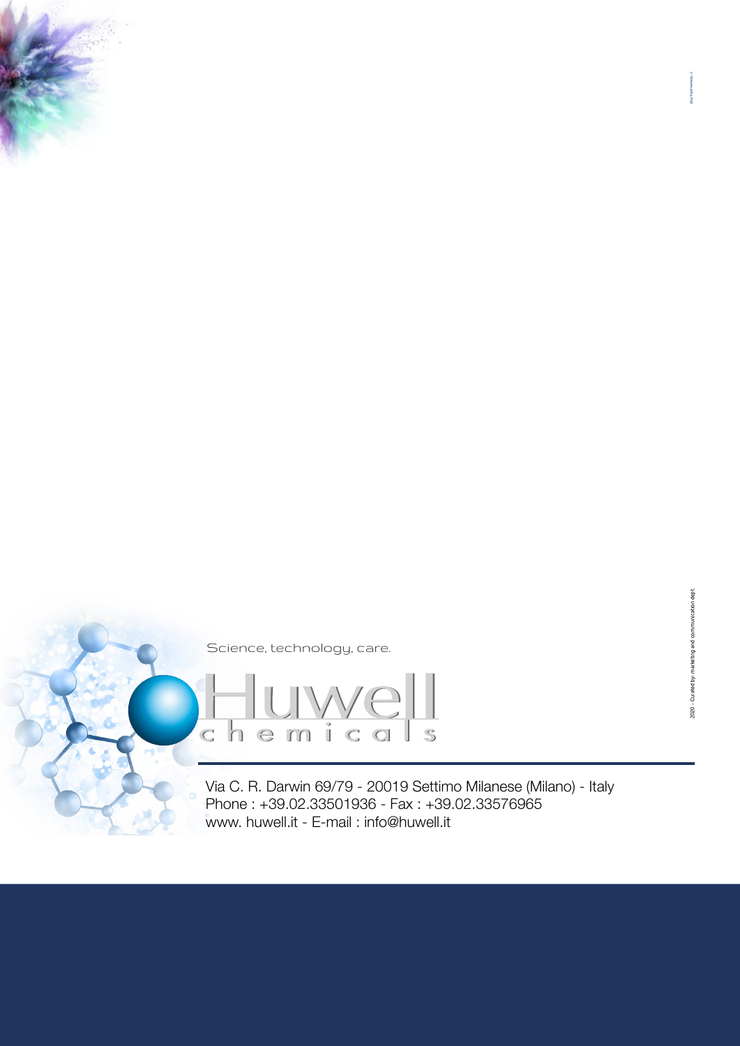Science, technology, care.

Huwell
chemicals

Via C. R. Darwin 69/79 - 20019 Settimo Milanese (Milano) - Italy
Phone : +39.02.33501936 - Fax : +39.02.33576965
www. huwell.it - E-mail : info@huwell.it

2020 - Curated by: marketing and communication dept.